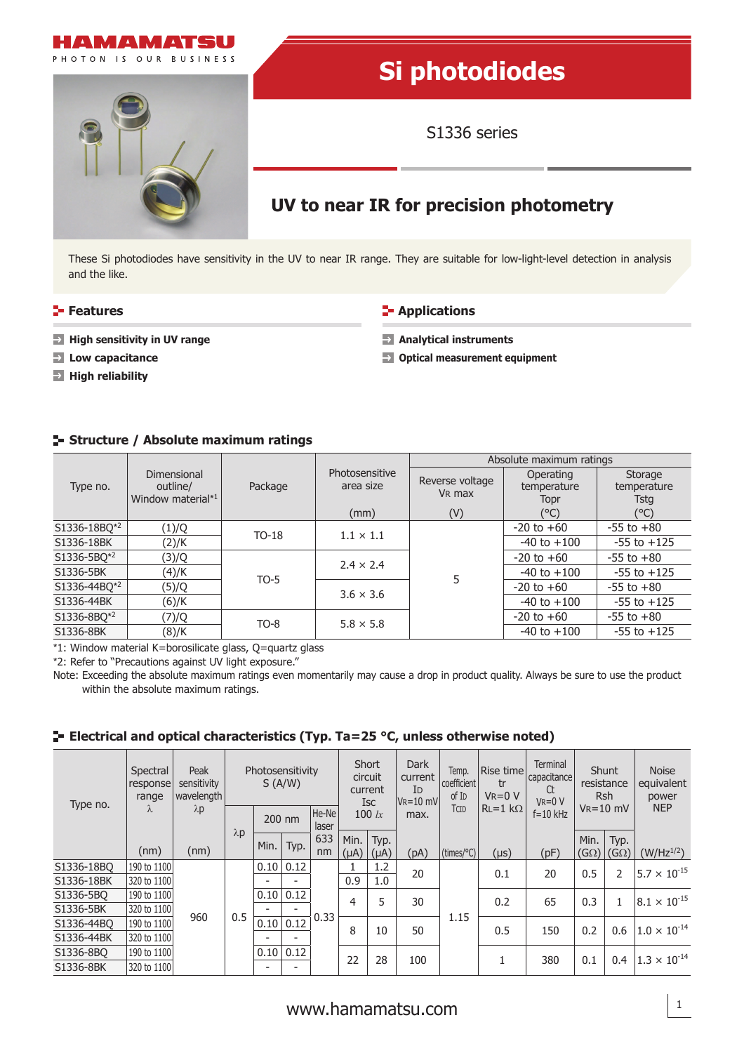HAMAMATSU
PHOTON IS OUR BUSINESS

# Si photodiodes

S1336 series

## UV to near IR for precision photometry

These Si photodiodes have sensitivity in the UV to near IR range. They are suitable for low-light-level detection in analysis and the like.

### Features

- High sensitivity in UV range
- Low capacitance
- High reliability

### Applications

- Analytical instruments
- Optical measurement equipment

### Structure / Absolute maximum ratings

| Type no. | Dimensional outline/ Window material*1 | Package | Photosensitive area size (mm) | Absolute maximum ratings: Reverse voltage VR max (V) | Operating temperature Topr (°C) | Storage temperature Tstg (°C) |
|---|---|---|---|---|---|---|
| S1336-18BQ*2 | (1)/Q | TO-18 | 1.1 × 1.1 | 5 | -20 to +60 | -55 to +80 |
| S1336-18BK | (2)/K | | | | -40 to +100 | -55 to +125 |
| S1336-5BQ*2 | (3)/Q | TO-5 | 2.4 × 2.4 | | -20 to +60 | -55 to +80 |
| S1336-5BK | (4)/K | | | | -40 to +100 | -55 to +125 |
| S1336-44BQ*2 | (5)/Q | | 3.6 × 3.6 | | -20 to +60 | -55 to +80 |
| S1336-44BK | (6)/K | | | | -40 to +100 | -55 to +125 |
| S1336-8BQ*2 | (7)/Q | TO-8 | 5.8 × 5.8 | | -20 to +60 | -55 to +80 |
| S1336-8BK | (8)/K | | | | -40 to +100 | -55 to +125 |

*1: Window material K=borosilicate glass, Q=quartz glass
*2: Refer to "Precautions against UV light exposure."
Note: Exceeding the absolute maximum ratings even momentarily may cause a drop in product quality. Always be sure to use the product within the absolute maximum ratings.

### Electrical and optical characteristics (Typ. Ta=25 °C, unless otherwise noted)

| Type no. | Spectral response range λ (nm) | Peak sensitivity wavelength λp (nm) | Photosensitivity S (A/W) λp | Photosensitivity 200 nm Min. | Photosensitivity 200 nm Typ. | Photosensitivity He-Ne laser 633 nm | Short circuit current Isc 100 lx Min. (μA) | Short circuit current Isc 100 lx Typ. (μA) | Dark current ID VR=10 mV max. (pA) | Temp. coefficient of ID TCID (times/°C) | Rise time tr VR=0 V RL=1 kΩ (μs) | Terminal capacitance Ct VR=0 V f=10 kHz (pF) | Shunt resistance Rsh VR=10 mV Min. (GΩ) | Shunt resistance Rsh VR=10 mV Typ. (GΩ) | Noise equivalent power NEP (W/Hz$^{1/2}$) |
|---|---|---|---|---|---|---|---|---|---|---|---|---|---|---|---|
| S1336-18BQ | 190 to 1100 | 960 | 0.5 | 0.10 | 0.12 | 0.33 | 1 | 1.2 | 20 | 1.15 | 0.1 | 20 | 0.5 | 2 | $5.7 \times 10^{-15}$ |
| S1336-18BK | 320 to 1100 | | | - | - | | 0.9 | 1.0 | | | | | | | |
| S1336-5BQ | 190 to 1100 | | | 0.10 | 0.12 | | 4 | 5 | 30 | | 0.2 | 65 | 0.3 | 1 | $8.1 \times 10^{-15}$ |
| S1336-5BK | 320 to 1100 | | | - | - | | | | | | | | | | |
| S1336-44BQ | 190 to 1100 | | | 0.10 | 0.12 | | 8 | 10 | 50 | | 0.5 | 150 | 0.2 | 0.6 | $1.0 \times 10^{-14}$ |
| S1336-44BK | 320 to 1100 | | | - | - | | | | | | | | | | |
| S1336-8BQ | 190 to 1100 | | | 0.10 | 0.12 | | 22 | 28 | 100 | | 1 | 380 | 0.1 | 0.4 | $1.3 \times 10^{-14}$ |
| S1336-8BK | 320 to 1100 | | | - | - | | | | | | | | | | |

www.hamamatsu.com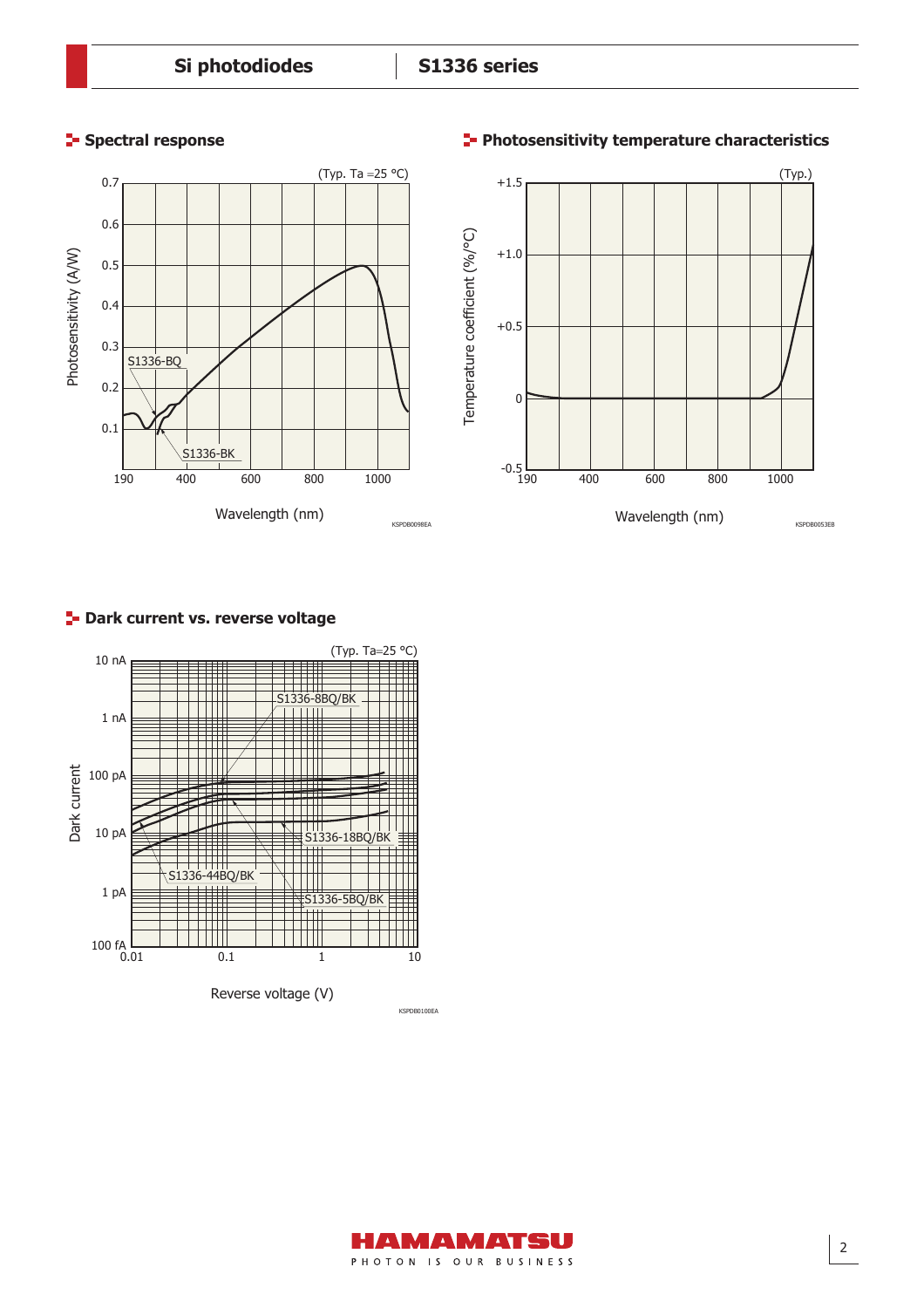## Spectral response

(Typ. Ta =25 °C)

Photosensitivity (A/W)

Wavelength (nm)

S1336-BQ

S1336-BK

KSPDB0098EA

## Photosensitivity temperature characteristics

(Typ.)

Temperature coefficient (%/°C)

Wavelength (nm)

KSPDB0053EB

## Dark current vs. reverse voltage

(Typ. Ta=25 °C)

Dark current

Reverse voltage (V)

S1336-8BQ/BK

S1336-18BQ/BK

S1336-44BQ/BK

S1336-5BQ/BK

KSPDB0100EA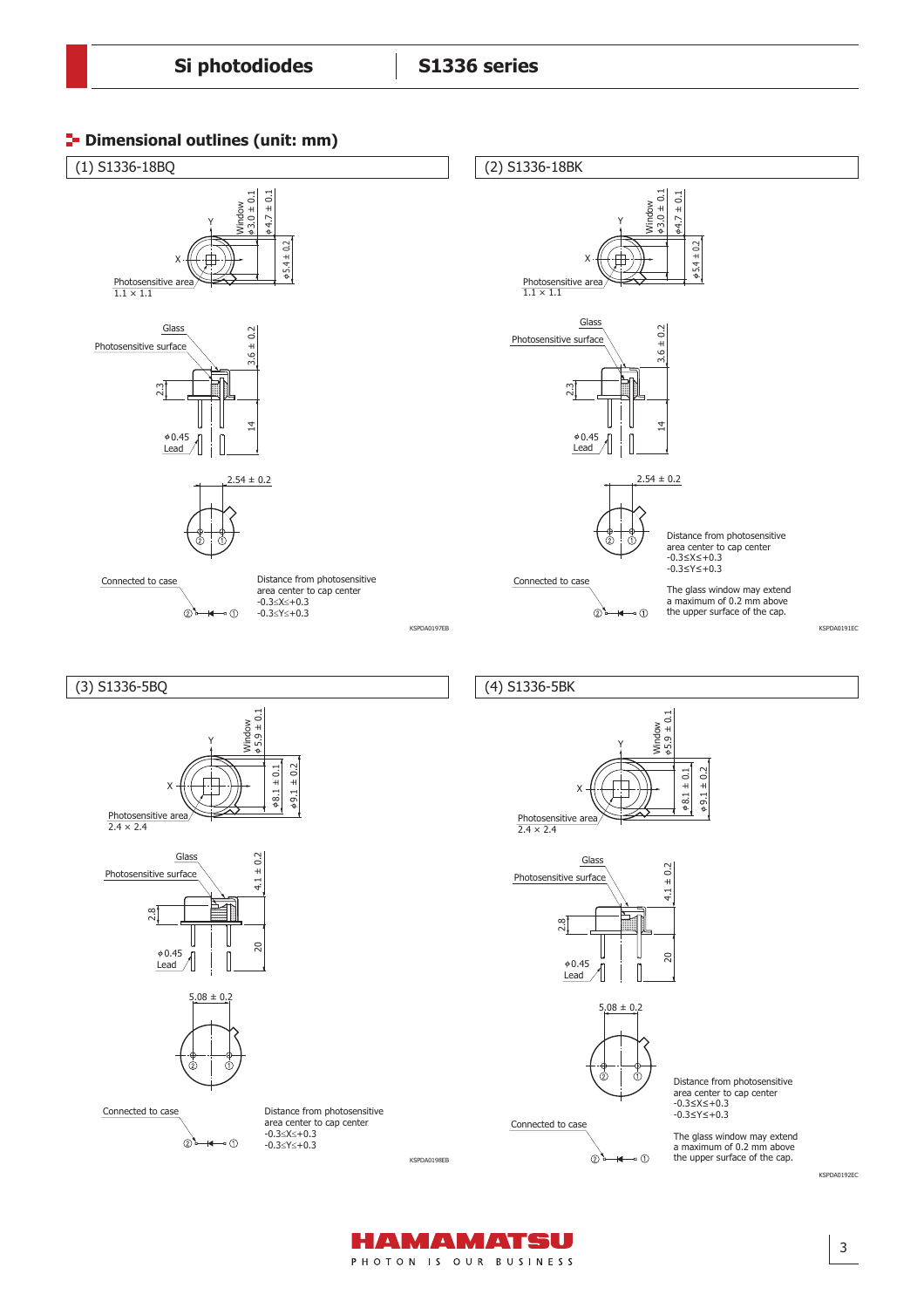## Dimensional outlines (unit: mm)

### (1) S1336-18BQ

Window φ3.0 ± 0.1

φ4.7 ± 0.1

φ5.4 ± 0.2

Photosensitive area 1.1 × 1.1

Glass

Photosensitive surface

3.6 ± 0.2

2.3

14

φ0.45 Lead

2.54 ± 0.2

Connected to case

Distance from photosensitive area center to cap center
-0.3≤X≤+0.3
-0.3≤Y≤+0.3

KSPDA0197EB

### (2) S1336-18BK

Window φ3.0 ± 0.1

φ4.7 ± 0.1

φ5.4 ± 0.2

Photosensitive area 1.1 × 1.1

Glass

Photosensitive surface

3.6 ± 0.2

2.3

14

φ0.45 Lead

2.54 ± 0.2

Distance from photosensitive area center to cap center
-0.3≤X≤+0.3
-0.3≤Y≤+0.3

Connected to case

The glass window may extend a maximum of 0.2 mm above the upper surface of the cap.

KSPDA0191EC

### (3) S1336-5BQ

Window φ5.9 ± 0.1

φ8.1 ± 0.1

φ9.1 ± 0.2

Photosensitive area 2.4 × 2.4

Glass

Photosensitive surface

4.1 ± 0.2

2.8

20

φ0.45 Lead

5.08 ± 0.2

Connected to case

Distance from photosensitive area center to cap center
-0.3≤X≤+0.3
-0.3≤Y≤+0.3

KSPDA0198EB

### (4) S1336-5BK

Window φ5.9 ± 0.1

φ8.1 ± 0.1

φ9.1 ± 0.2

Photosensitive area 2.4 × 2.4

Glass

Photosensitive surface

4.1 ± 0.2

2.8

20

φ0.45 Lead

5.08 ± 0.2

Distance from photosensitive area center to cap center
-0.3≤X≤+0.3
-0.3≤Y≤+0.3

Connected to case

The glass window may extend a maximum of 0.2 mm above the upper surface of the cap.

KSPDA0192EC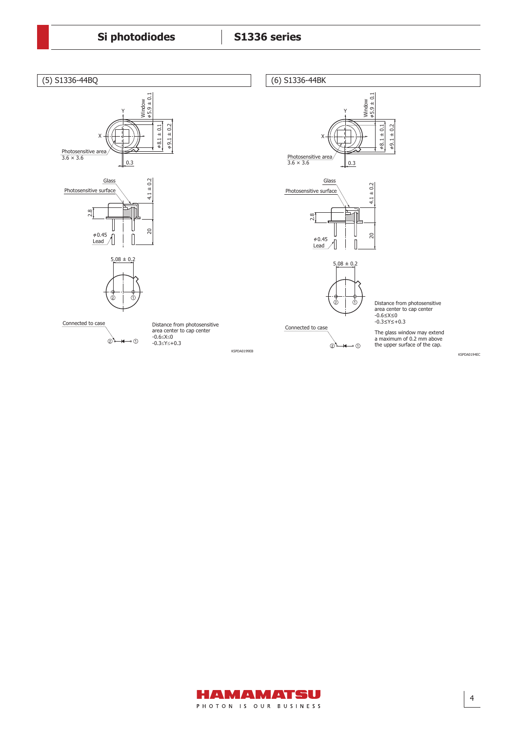## (5) S1336-44BQ

Window $\phi$5.9 ± 0.1

$\phi$8.1 ± 0.1

$\phi$9.1 ± 0.2

Photosensitive area 3.6 × 3.6

0.3

Glass

Photosensitive surface

2.8

4.1 ± 0.2

20

$\phi$0.45 Lead

5.08 ± 0.2

Connected to case

Distance from photosensitive area center to cap center
$-0.6 \leq X \leq 0$
$-0.3 \leq Y \leq +0.3$

KSPDA0199EB

## (6) S1336-44BK

Window $\phi$5.9 ± 0.1

$\phi$8.1 ± 0.1

$\phi$9.1 ± 0.2

Photosensitive area 3.6 × 3.6

0.3

Glass

Photosensitive surface

2.8

4.1 ± 0.2

20

$\phi$0.45 Lead

5.08 ± 0.2

Connected to case

Distance from photosensitive area center to cap center
$-0.6 \leq X \leq 0$
$-0.3 \leq Y \leq +0.3$

The glass window may extend a maximum of 0.2 mm above the upper surface of the cap.

KSPDA0194EC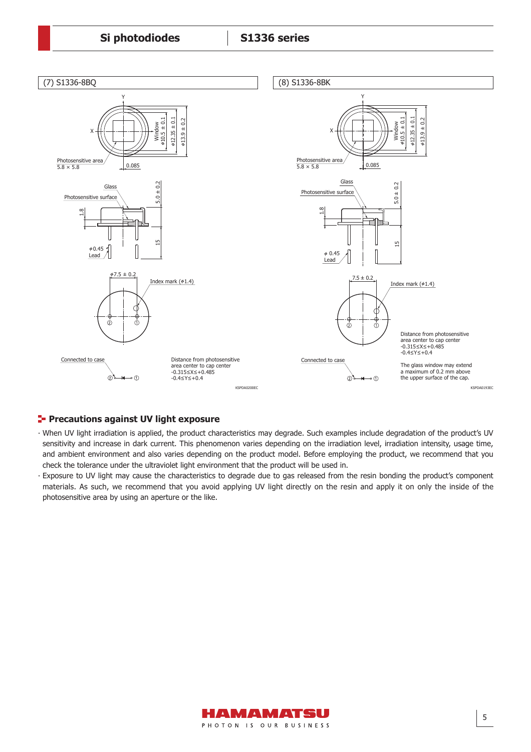(7) S1336-8BQ

Photosensitive area 5.8 × 5.8

Window φ10.5 ± 0.1

φ12.35 ± 0.1

φ13.9 ± 0.2

0.085

Glass

Photosensitive surface

1.8

5.0 ± 0.2

15

φ0.45 Lead

φ7.5 ± 0.2

Index mark (φ1.4)

Connected to case

Distance from photosensitive area center to cap center
-0.315≤X≤+0.485
-0.4≤Y≤+0.4

KSPDA0200EC

(8) S1336-8BK

Photosensitive area 5.8 × 5.8

Window φ10.5 ± 0.1

φ12.35 ± 0.1

φ13.9 ± 0.2

0.085

Glass

Photosensitive surface

1.8

5.0 ± 0.2

15

φ 0.45 Lead

7.5 ± 0.2

Index mark (φ1.4)

Connected to case

Distance from photosensitive area center to cap center
-0.315≤X≤+0.485
-0.4≤Y≤+0.4

The glass window may extend a maximum of 0.2 mm above the upper surface of the cap.

KSPDA0193EC

## Precautions against UV light exposure

· When UV light irradiation is applied, the product characteristics may degrade. Such examples include degradation of the product's UV sensitivity and increase in dark current. This phenomenon varies depending on the irradiation level, irradiation intensity, usage time, and ambient environment and also varies depending on the product model. Before employing the product, we recommend that you check the tolerance under the ultraviolet light environment that the product will be used in.

· Exposure to UV light may cause the characteristics to degrade due to gas released from the resin bonding the product's component materials. As such, we recommend that you avoid applying UV light directly on the resin and apply it on only the inside of the photosensitive area by using an aperture or the like.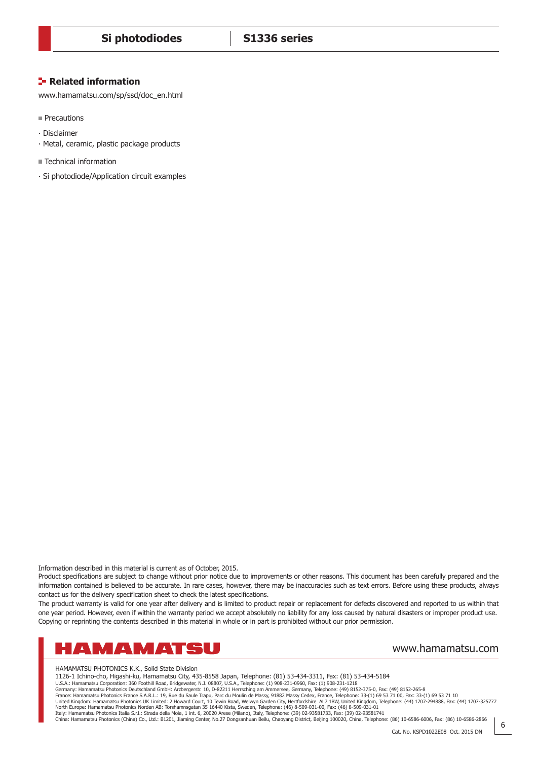## Related information

www.hamamatsu.com/sp/ssd/doc_en.html

- Precautions
  - · Disclaimer
  - · Metal, ceramic, plastic package products
- Technical information
  - · Si photodiode/Application circuit examples

Information described in this material is current as of October, 2015.

Product specifications are subject to change without prior notice due to improvements or other reasons. This document has been carefully prepared and the information contained is believed to be accurate. In rare cases, however, there may be inaccuracies such as text errors. Before using these products, always contact us for the delivery specification sheet to check the latest specifications.

The product warranty is valid for one year after delivery and is limited to product repair or replacement for defects discovered and reported to us within that one year period. However, even if within the warranty period we accept absolutely no liability for any loss caused by natural disasters or improper product use.

Copying or reprinting the contents described in this material in whole or in part is prohibited without our prior permission.

**HAMAMATSU**

www.hamamatsu.com

HAMAMATSU PHOTONICS K.K., Solid State Division

1126-1 Ichino-cho, Higashi-ku, Hamamatsu City, 435-8558 Japan, Telephone: (81) 53-434-3311, Fax: (81) 53-434-5184

U.S.A.: Hamamatsu Corporation: 360 Foothill Road, Bridgewater, N.J. 08807, U.S.A., Telephone: (1) 908-231-0960, Fax: (1) 908-231-1218

Germany: Hamamatsu Photonics Deutschland GmbH: Arzbergerstr. 10, D-82211 Herrsching am Ammersee, Germany, Telephone: (49) 8152-375-0, Fax: (49) 8152-265-8

France: Hamamatsu Photonics France S.A.R.L.: 19, Rue du Saule Trapu, Parc du Moulin de Massy, 91882 Massy Cedex, France, Telephone: 33-(1) 69 53 71 00, Fax: 33-(1) 69 53 71 10

United Kingdom: Hamamatsu Photonics UK Limited: 2 Howard Court, 10 Tewin Road, Welwyn Garden City, Hertfordshire AL7 1BW, United Kingdom, Telephone: (44) 1707-294888, Fax: (44) 1707-325777

North Europe: Hamamatsu Photonics Norden AB: Torshamnsgatan 35 16440 Kista, Sweden, Telephone: (46) 8-509-031-00, Fax: (46) 8-509-031-01

Italy: Hamamatsu Photonics Italia S.r.l.: Strada della Moia, 1 int. 6, 20020 Arese (Milano), Italy, Telephone: (39) 02-93581733, Fax: (39) 02-93581741

China: Hamamatsu Photonics (China) Co., Ltd.: B1201, Jiaming Center, No.27 Dongsanhuan Beilu, Chaoyang District, Beijing 100020, China, Telephone: (86) 10-6586-6006, Fax: (86) 10-6586-2866

Cat. No. KSPD1022E08 Oct. 2015 DN